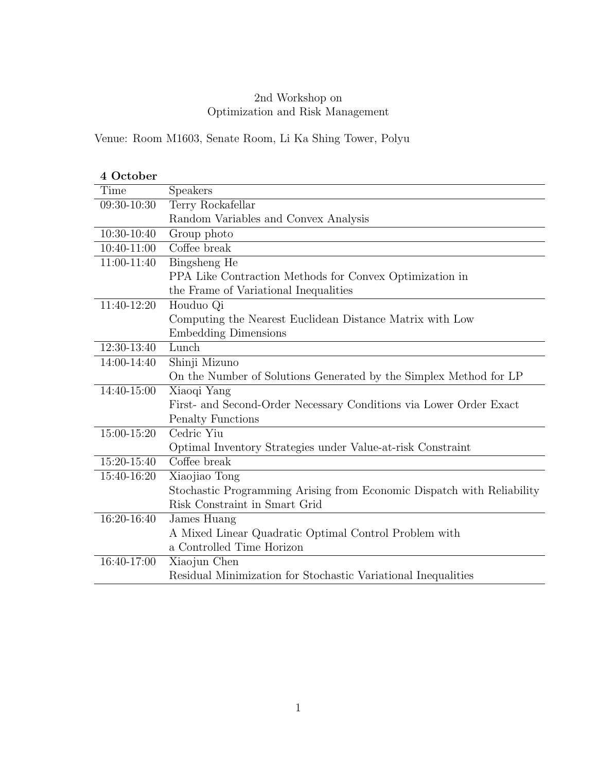# 2nd Workshop on Optimization and Risk Management

Venue: Room M1603, Senate Room, Li Ka Shing Tower, Polyu

**4 October**

| Time | Speakers |
|---|---|
| 09:30-10:30 | Terry Rockafellar<br>Random Variables and Convex Analysis |
| 10:30-10:40 | Group photo |
| 10:40-11:00 | Coffee break |
| 11:00-11:40 | Bingsheng He<br>PPA Like Contraction Methods for Convex Optimization in the Frame of Variational Inequalities |
| 11:40-12:20 | Houduo Qi<br>Computing the Nearest Euclidean Distance Matrix with Low Embedding Dimensions |
| 12:30-13:40 | Lunch |
| 14:00-14:40 | Shinji Mizuno<br>On the Number of Solutions Generated by the Simplex Method for LP |
| 14:40-15:00 | Xiaoqi Yang<br>First- and Second-Order Necessary Conditions via Lower Order Exact Penalty Functions |
| 15:00-15:20 | Cedric Yiu<br>Optimal Inventory Strategies under Value-at-risk Constraint |
| 15:20-15:40 | Coffee break |
| 15:40-16:20 | Xiaojiao Tong<br>Stochastic Programming Arising from Economic Dispatch with Reliability Risk Constraint in Smart Grid |
| 16:20-16:40 | James Huang<br>A Mixed Linear Quadratic Optimal Control Problem with a Controlled Time Horizon |
| 16:40-17:00 | Xiaojun Chen<br>Residual Minimization for Stochastic Variational Inequalities |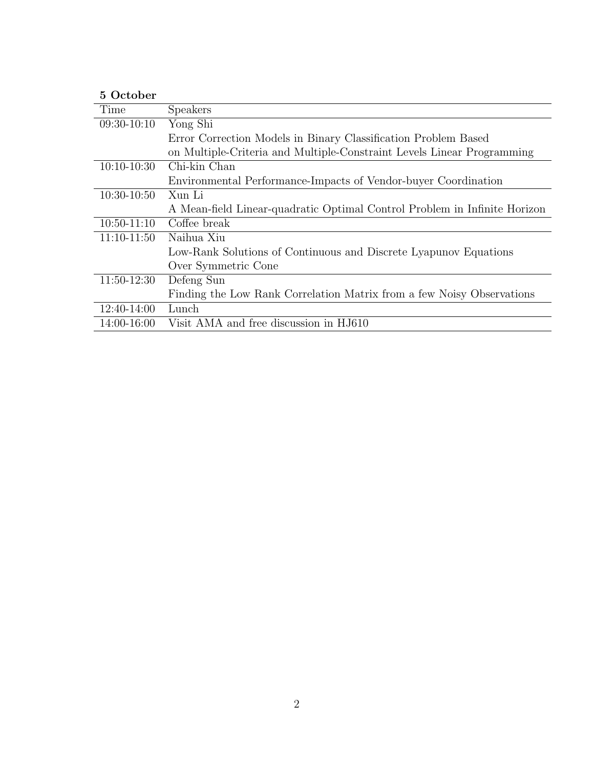**5 October**

| Time | Speakers |
|---|---|
| 09:30-10:10 | Yong Shi<br>Error Correction Models in Binary Classification Problem Based<br>on Multiple-Criteria and Multiple-Constraint Levels Linear Programming |
| 10:10-10:30 | Chi-kin Chan<br>Environmental Performance-Impacts of Vendor-buyer Coordination |
| 10:30-10:50 | Xun Li<br>A Mean-field Linear-quadratic Optimal Control Problem in Infinite Horizon |
| 10:50-11:10 | Coffee break |
| 11:10-11:50 | Naihua Xiu<br>Low-Rank Solutions of Continuous and Discrete Lyapunov Equations<br>Over Symmetric Cone |
| 11:50-12:30 | Defeng Sun<br>Finding the Low Rank Correlation Matrix from a few Noisy Observations |
| 12:40-14:00 | Lunch |
| 14:00-16:00 | Visit AMA and free discussion in HJ610 |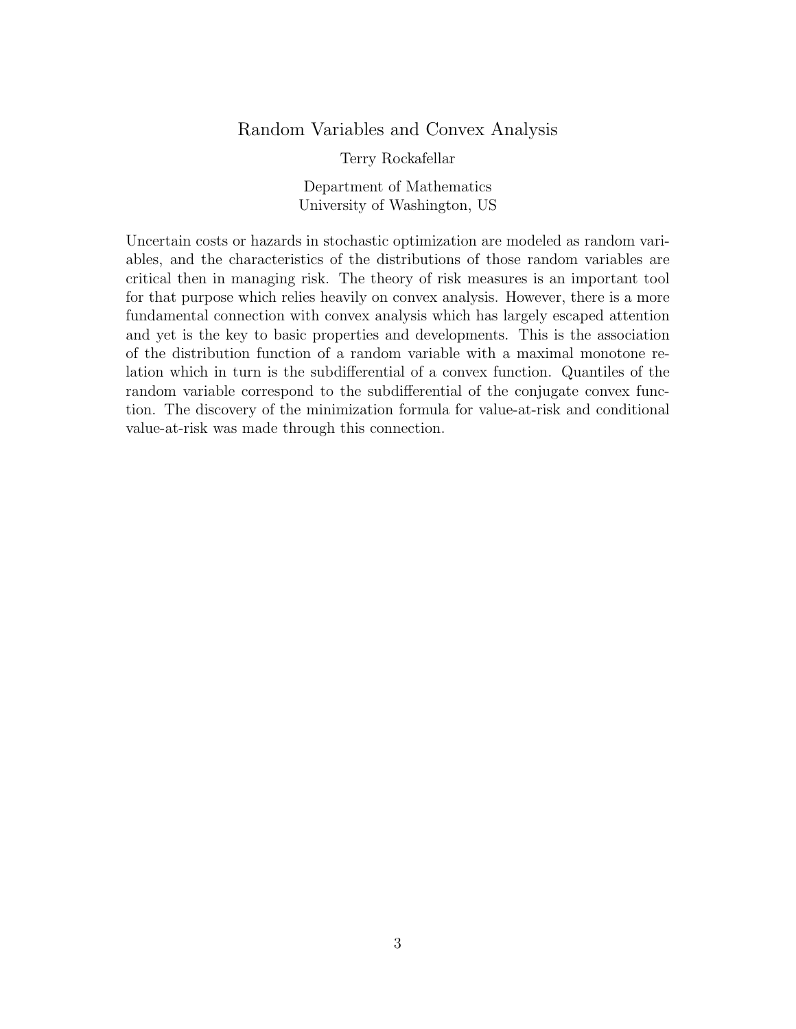# Random Variables and Convex Analysis

Terry Rockafellar

Department of Mathematics
University of Washington, US

Uncertain costs or hazards in stochastic optimization are modeled as random variables, and the characteristics of the distributions of those random variables are critical then in managing risk. The theory of risk measures is an important tool for that purpose which relies heavily on convex analysis. However, there is a more fundamental connection with convex analysis which has largely escaped attention and yet is the key to basic properties and developments. This is the association of the distribution function of a random variable with a maximal monotone relation which in turn is the subdifferential of a convex function. Quantiles of the random variable correspond to the subdifferential of the conjugate convex function. The discovery of the minimization formula for value-at-risk and conditional value-at-risk was made through this connection.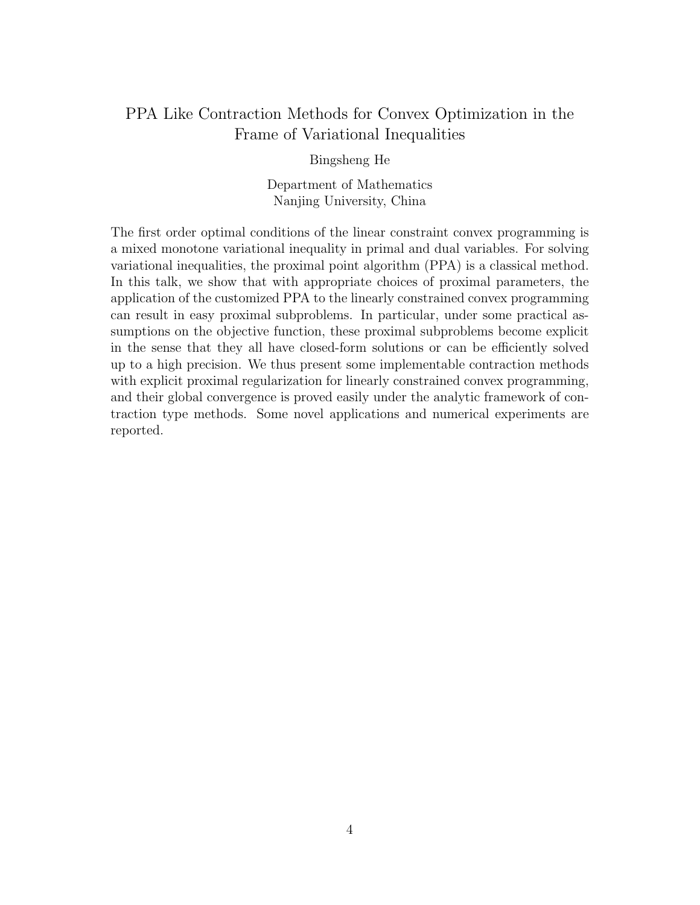# PPA Like Contraction Methods for Convex Optimization in the Frame of Variational Inequalities

Bingsheng He

Department of Mathematics
Nanjing University, China

The first order optimal conditions of the linear constraint convex programming is a mixed monotone variational inequality in primal and dual variables. For solving variational inequalities, the proximal point algorithm (PPA) is a classical method. In this talk, we show that with appropriate choices of proximal parameters, the application of the customized PPA to the linearly constrained convex programming can result in easy proximal subproblems. In particular, under some practical assumptions on the objective function, these proximal subproblems become explicit in the sense that they all have closed-form solutions or can be efficiently solved up to a high precision. We thus present some implementable contraction methods with explicit proximal regularization for linearly constrained convex programming, and their global convergence is proved easily under the analytic framework of contraction type methods. Some novel applications and numerical experiments are reported.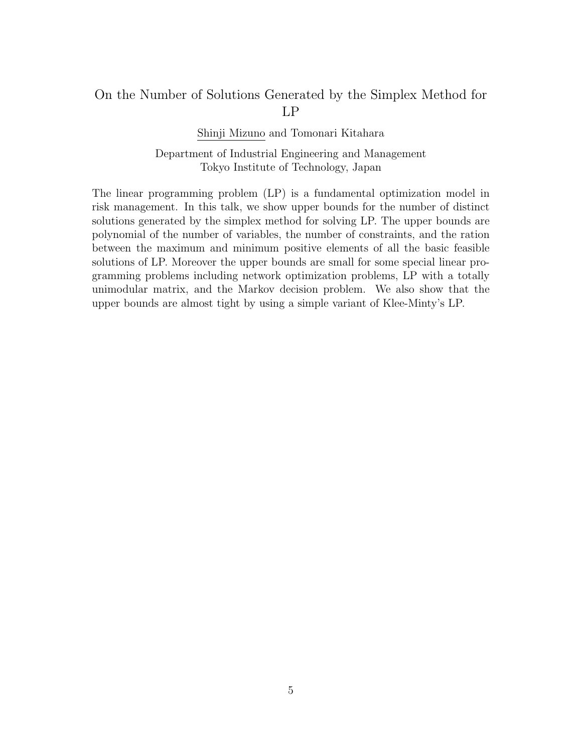## On the Number of Solutions Generated by the Simplex Method for LP

Shinji Mizuno and Tomonari Kitahara

Department of Industrial Engineering and Management
Tokyo Institute of Technology, Japan

The linear programming problem (LP) is a fundamental optimization model in risk management. In this talk, we show upper bounds for the number of distinct solutions generated by the simplex method for solving LP. The upper bounds are polynomial of the number of variables, the number of constraints, and the ration between the maximum and minimum positive elements of all the basic feasible solutions of LP. Moreover the upper bounds are small for some special linear programming problems including network optimization problems, LP with a totally unimodular matrix, and the Markov decision problem. We also show that the upper bounds are almost tight by using a simple variant of Klee-Minty's LP.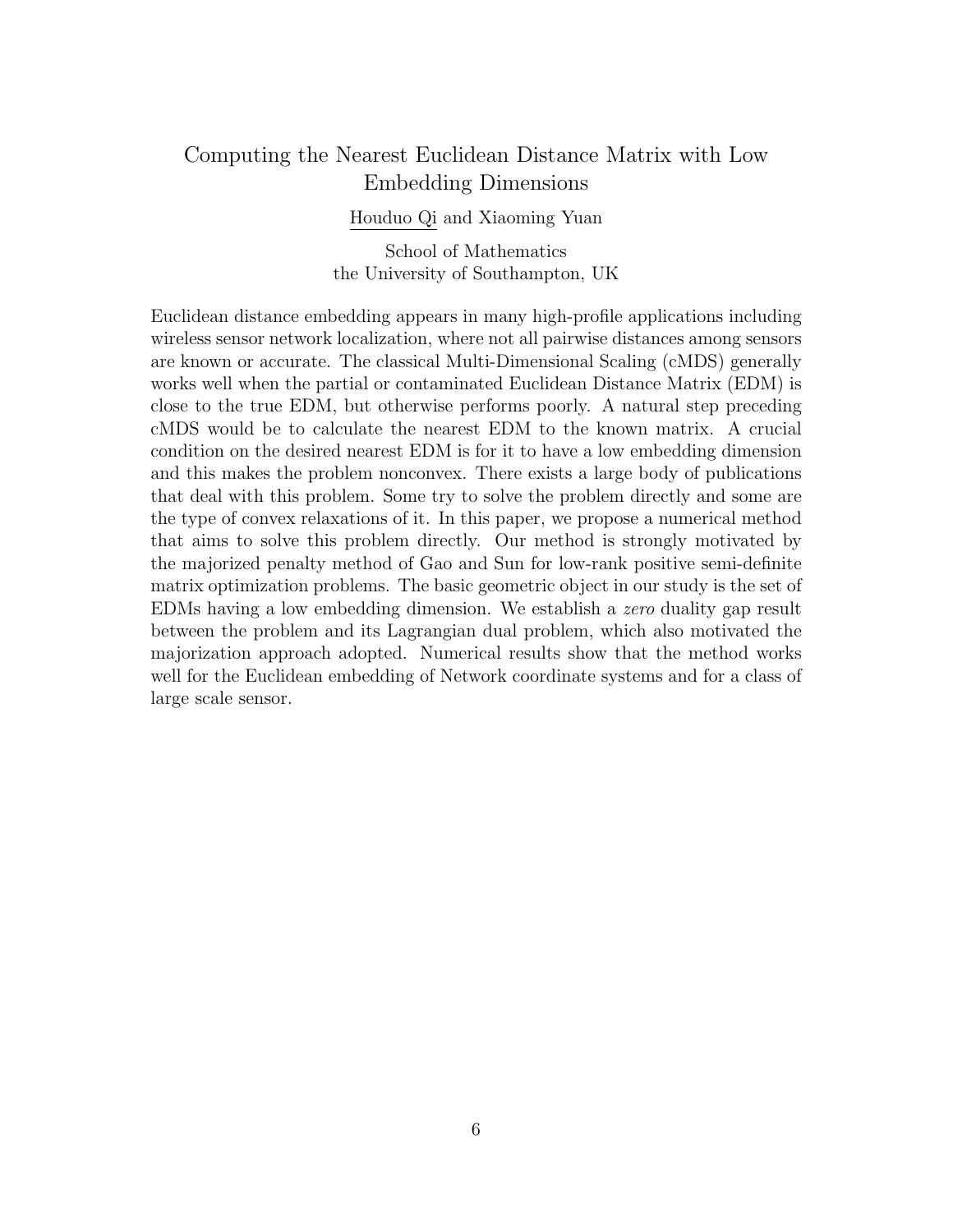# Computing the Nearest Euclidean Distance Matrix with Low Embedding Dimensions

<u>Houduo Qi</u> and Xiaoming Yuan

School of Mathematics
the University of Southampton, UK

Euclidean distance embedding appears in many high-profile applications including wireless sensor network localization, where not all pairwise distances among sensors are known or accurate. The classical Multi-Dimensional Scaling (cMDS) generally works well when the partial or contaminated Euclidean Distance Matrix (EDM) is close to the true EDM, but otherwise performs poorly. A natural step preceding cMDS would be to calculate the nearest EDM to the known matrix. A crucial condition on the desired nearest EDM is for it to have a low embedding dimension and this makes the problem nonconvex. There exists a large body of publications that deal with this problem. Some try to solve the problem directly and some are the type of convex relaxations of it. In this paper, we propose a numerical method that aims to solve this problem directly. Our method is strongly motivated by the majorized penalty method of Gao and Sun for low-rank positive semi-definite matrix optimization problems. The basic geometric object in our study is the set of EDMs having a low embedding dimension. We establish a *zero* duality gap result between the problem and its Lagrangian dual problem, which also motivated the majorization approach adopted. Numerical results show that the method works well for the Euclidean embedding of Network coordinate systems and for a class of large scale sensor.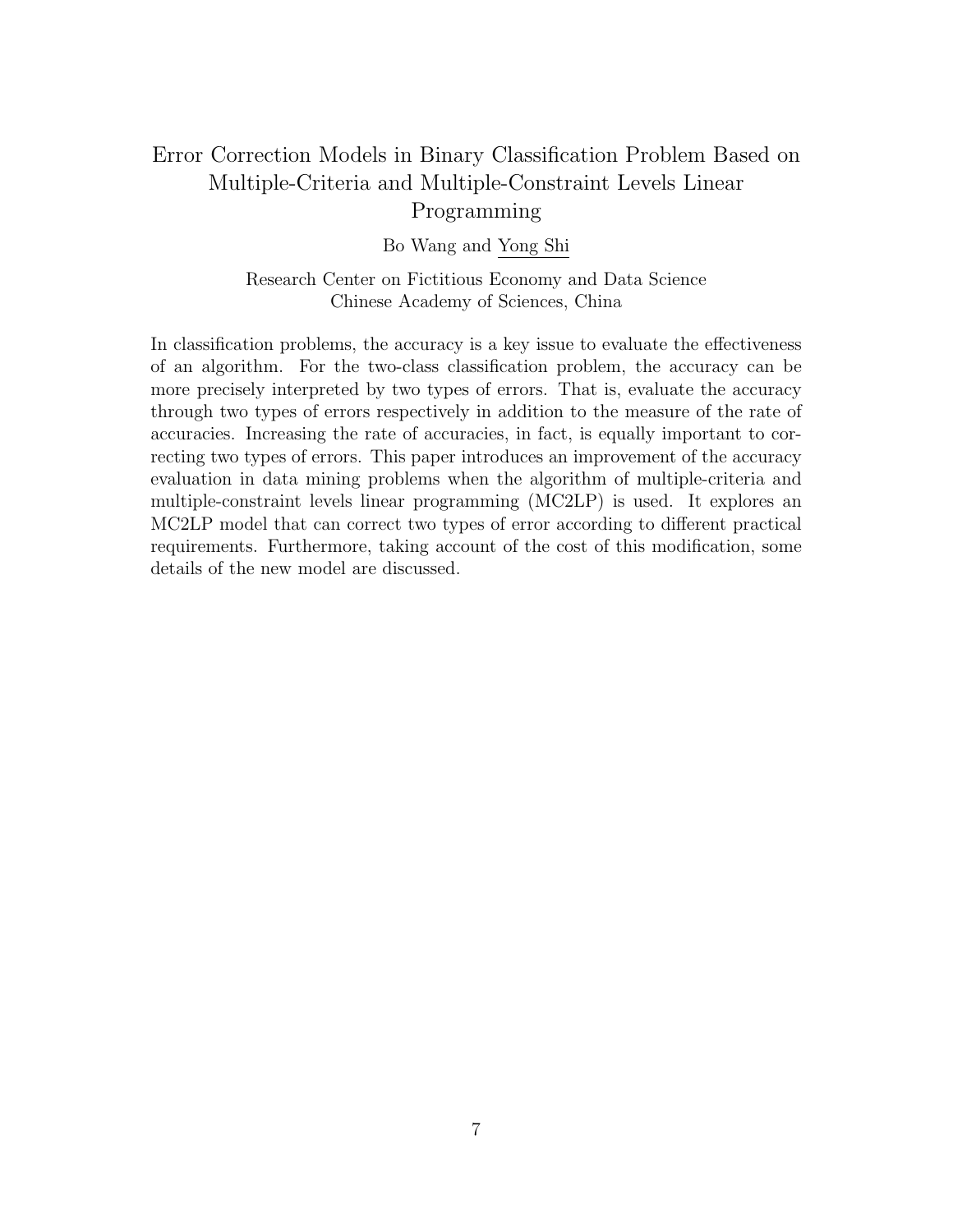# Error Correction Models in Binary Classification Problem Based on Multiple-Criteria and Multiple-Constraint Levels Linear Programming

Bo Wang and Yong Shi

Research Center on Fictitious Economy and Data Science
Chinese Academy of Sciences, China

In classification problems, the accuracy is a key issue to evaluate the effectiveness of an algorithm. For the two-class classification problem, the accuracy can be more precisely interpreted by two types of errors. That is, evaluate the accuracy through two types of errors respectively in addition to the measure of the rate of accuracies. Increasing the rate of accuracies, in fact, is equally important to correcting two types of errors. This paper introduces an improvement of the accuracy evaluation in data mining problems when the algorithm of multiple-criteria and multiple-constraint levels linear programming (MC2LP) is used. It explores an MC2LP model that can correct two types of error according to different practical requirements. Furthermore, taking account of the cost of this modification, some details of the new model are discussed.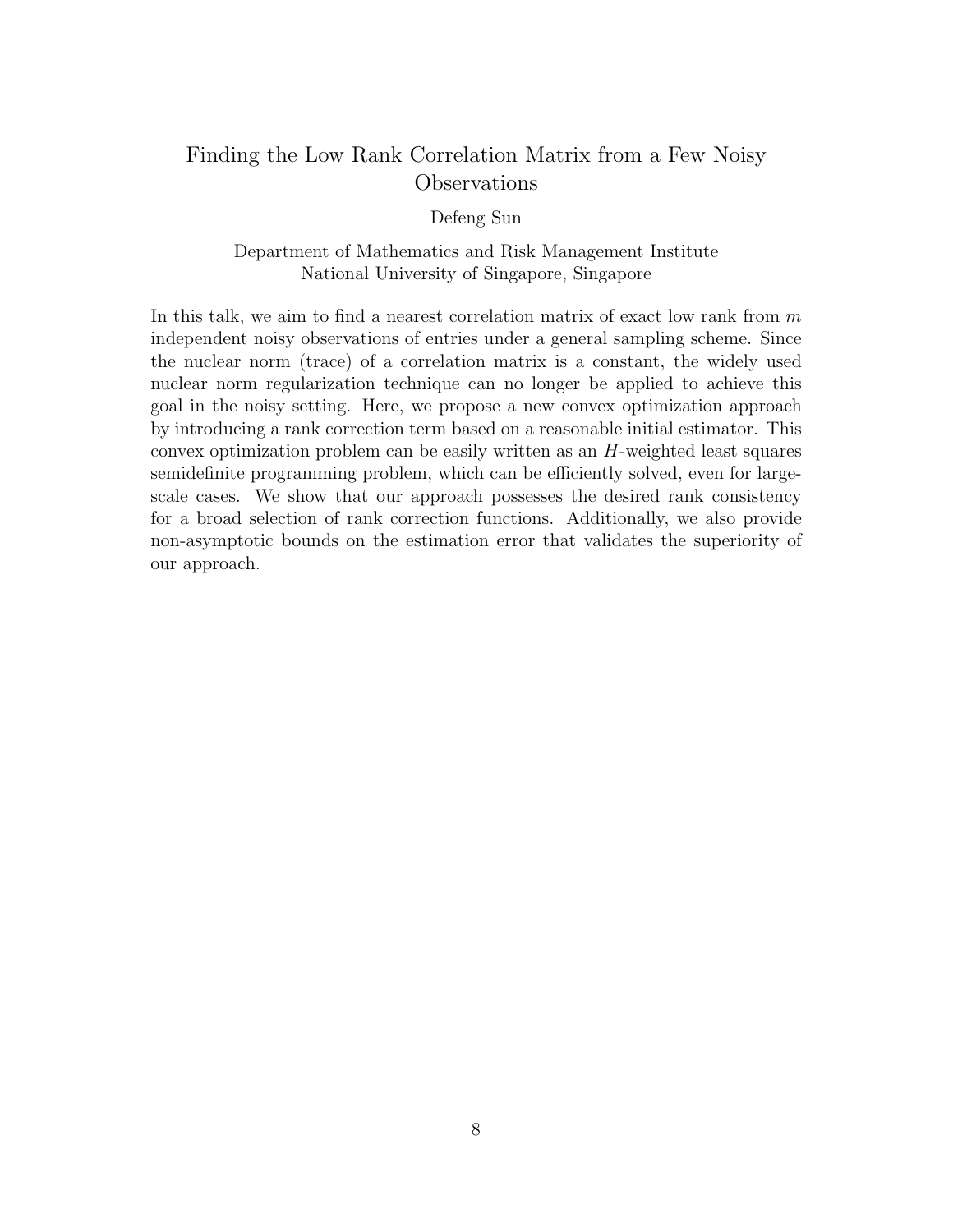# Finding the Low Rank Correlation Matrix from a Few Noisy Observations

Defeng Sun

Department of Mathematics and Risk Management Institute
National University of Singapore, Singapore

In this talk, we aim to find a nearest correlation matrix of exact low rank from $m$ independent noisy observations of entries under a general sampling scheme. Since the nuclear norm (trace) of a correlation matrix is a constant, the widely used nuclear norm regularization technique can no longer be applied to achieve this goal in the noisy setting. Here, we propose a new convex optimization approach by introducing a rank correction term based on a reasonable initial estimator. This convex optimization problem can be easily written as an $H$-weighted least squares semidefinite programming problem, which can be efficiently solved, even for large-scale cases. We show that our approach possesses the desired rank consistency for a broad selection of rank correction functions. Additionally, we also provide non-asymptotic bounds on the estimation error that validates the superiority of our approach.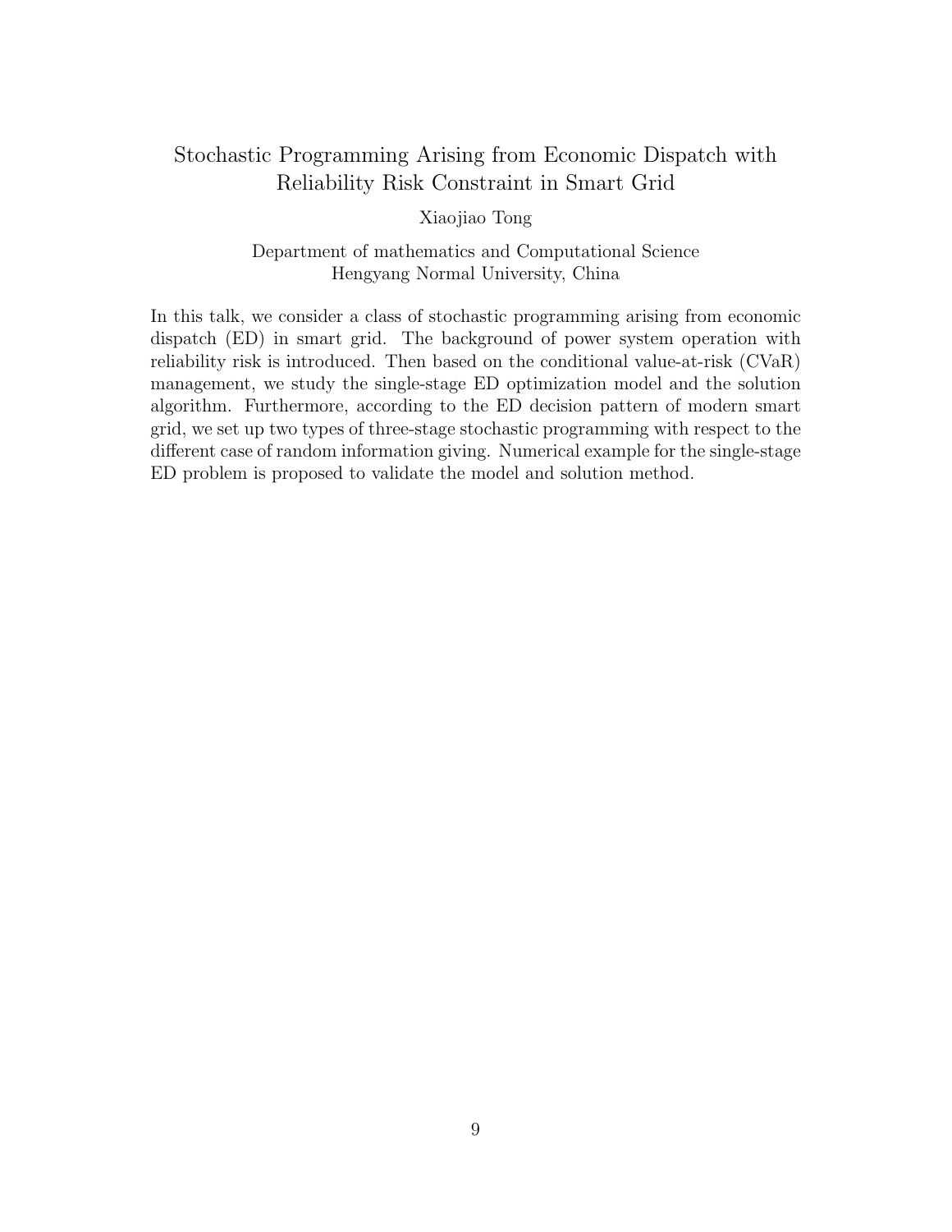# Stochastic Programming Arising from Economic Dispatch with Reliability Risk Constraint in Smart Grid

Xiaojiao Tong

Department of mathematics and Computational Science
Hengyang Normal University, China

In this talk, we consider a class of stochastic programming arising from economic dispatch (ED) in smart grid. The background of power system operation with reliability risk is introduced. Then based on the conditional value-at-risk (CVaR) management, we study the single-stage ED optimization model and the solution algorithm. Furthermore, according to the ED decision pattern of modern smart grid, we set up two types of three-stage stochastic programming with respect to the different case of random information giving. Numerical example for the single-stage ED problem is proposed to validate the model and solution method.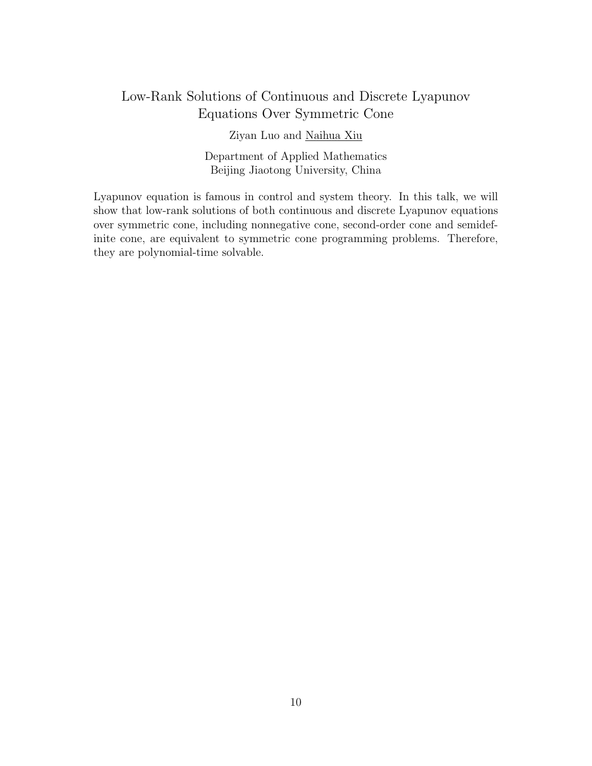# Low-Rank Solutions of Continuous and Discrete Lyapunov Equations Over Symmetric Cone

Ziyan Luo and Naihua Xiu

Department of Applied Mathematics
Beijing Jiaotong University, China

Lyapunov equation is famous in control and system theory. In this talk, we will show that low-rank solutions of both continuous and discrete Lyapunov equations over symmetric cone, including nonnegative cone, second-order cone and semidefinite cone, are equivalent to symmetric cone programming problems. Therefore, they are polynomial-time solvable.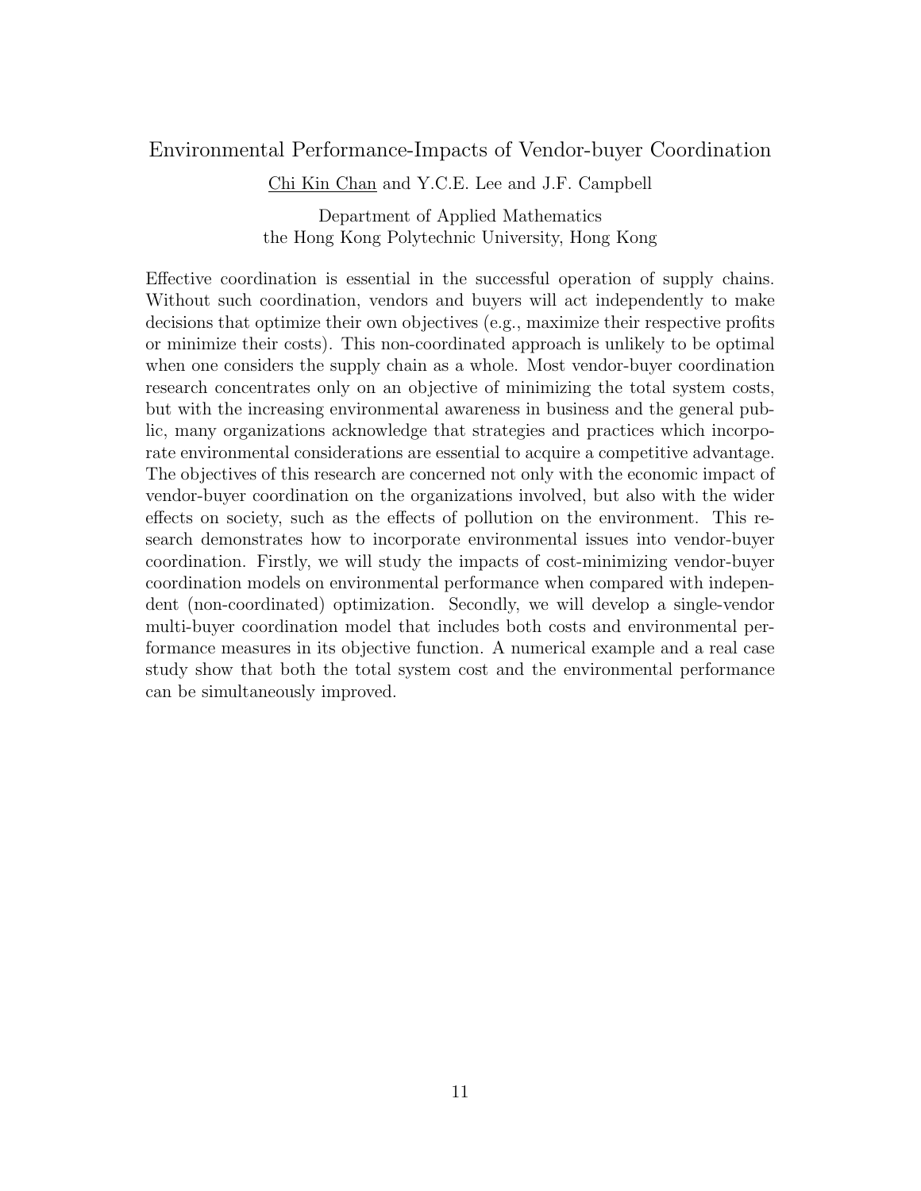## Environmental Performance-Impacts of Vendor-buyer Coordination

Chi Kin Chan and Y.C.E. Lee and J.F. Campbell

Department of Applied Mathematics
the Hong Kong Polytechnic University, Hong Kong

Effective coordination is essential in the successful operation of supply chains. Without such coordination, vendors and buyers will act independently to make decisions that optimize their own objectives (e.g., maximize their respective profits or minimize their costs). This non-coordinated approach is unlikely to be optimal when one considers the supply chain as a whole. Most vendor-buyer coordination research concentrates only on an objective of minimizing the total system costs, but with the increasing environmental awareness in business and the general public, many organizations acknowledge that strategies and practices which incorporate environmental considerations are essential to acquire a competitive advantage. The objectives of this research are concerned not only with the economic impact of vendor-buyer coordination on the organizations involved, but also with the wider effects on society, such as the effects of pollution on the environment. This research demonstrates how to incorporate environmental issues into vendor-buyer coordination. Firstly, we will study the impacts of cost-minimizing vendor-buyer coordination models on environmental performance when compared with independent (non-coordinated) optimization. Secondly, we will develop a single-vendor multi-buyer coordination model that includes both costs and environmental performance measures in its objective function. A numerical example and a real case study show that both the total system cost and the environmental performance can be simultaneously improved.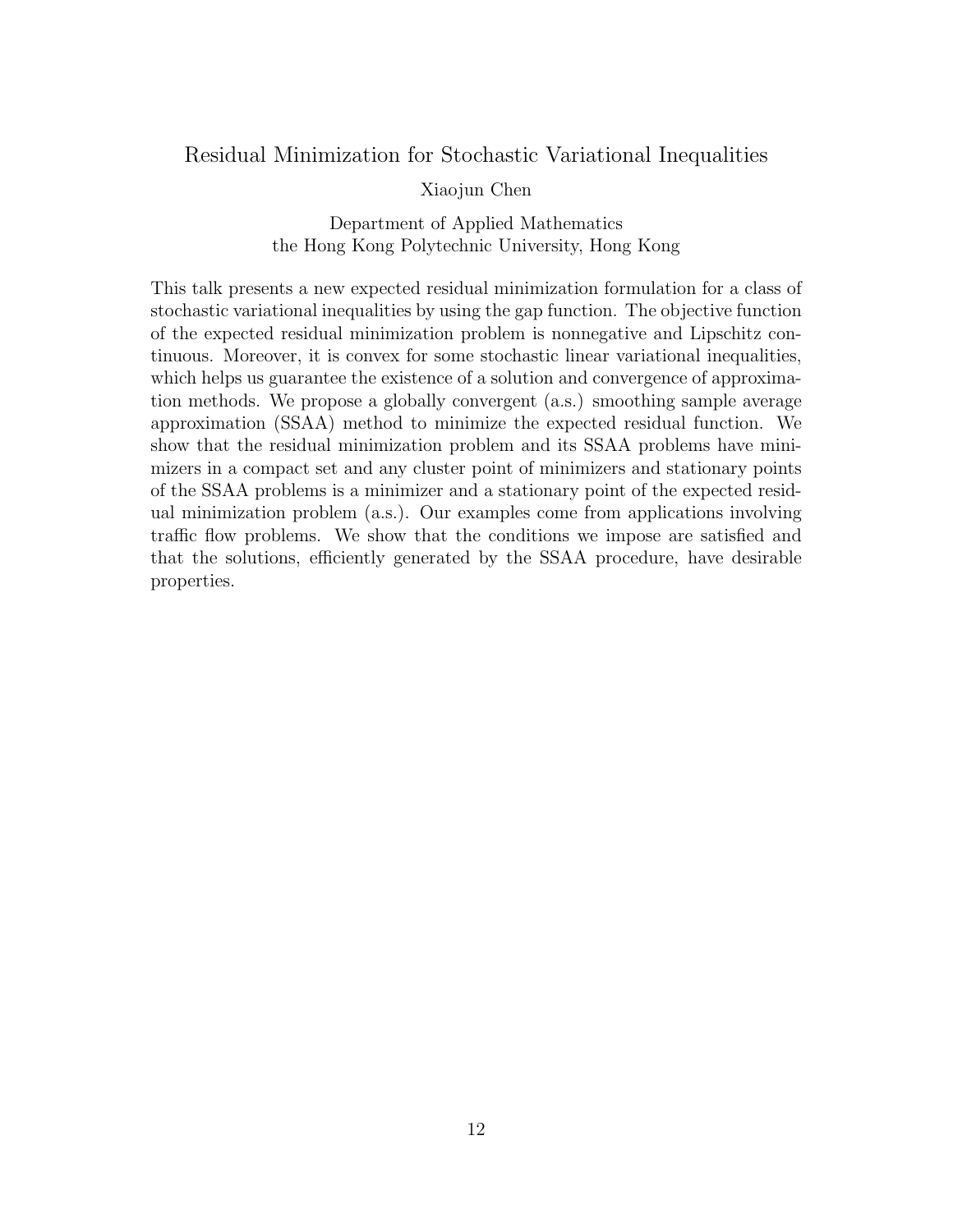## Residual Minimization for Stochastic Variational Inequalities

Xiaojun Chen

Department of Applied Mathematics
the Hong Kong Polytechnic University, Hong Kong

This talk presents a new expected residual minimization formulation for a class of stochastic variational inequalities by using the gap function. The objective function of the expected residual minimization problem is nonnegative and Lipschitz continuous. Moreover, it is convex for some stochastic linear variational inequalities, which helps us guarantee the existence of a solution and convergence of approximation methods. We propose a globally convergent (a.s.) smoothing sample average approximation (SSAA) method to minimize the expected residual function. We show that the residual minimization problem and its SSAA problems have minimizers in a compact set and any cluster point of minimizers and stationary points of the SSAA problems is a minimizer and a stationary point of the expected residual minimization problem (a.s.). Our examples come from applications involving traffic flow problems. We show that the conditions we impose are satisfied and that the solutions, efficiently generated by the SSAA procedure, have desirable properties.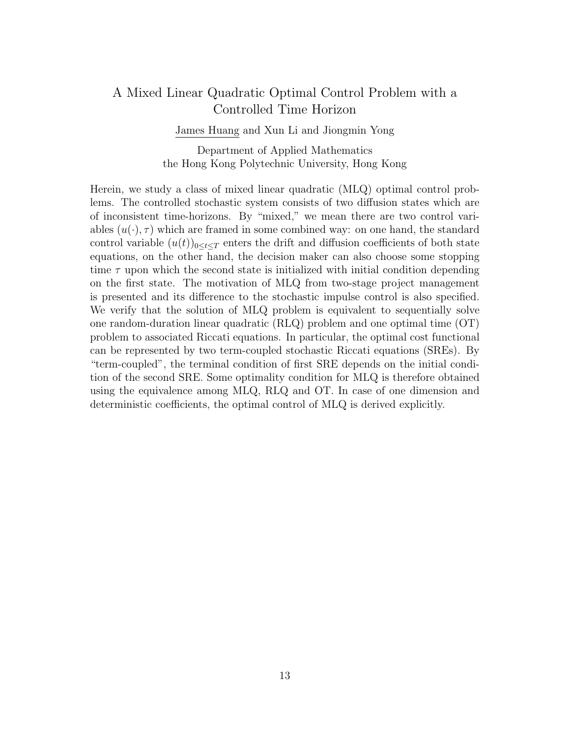# A Mixed Linear Quadratic Optimal Control Problem with a Controlled Time Horizon

James Huang and Xun Li and Jiongmin Yong

Department of Applied Mathematics
the Hong Kong Polytechnic University, Hong Kong

Herein, we study a class of mixed linear quadratic (MLQ) optimal control problems. The controlled stochastic system consists of two diffusion states which are of inconsistent time-horizons. By "mixed," we mean there are two control variables $(u(\cdot), \tau)$ which are framed in some combined way: on one hand, the standard control variable $(u(t))_{0 \leq t \leq T}$ enters the drift and diffusion coefficients of both state equations, on the other hand, the decision maker can also choose some stopping time $\tau$ upon which the second state is initialized with initial condition depending on the first state. The motivation of MLQ from two-stage project management is presented and its difference to the stochastic impulse control is also specified. We verify that the solution of MLQ problem is equivalent to sequentially solve one random-duration linear quadratic (RLQ) problem and one optimal time (OT) problem to associated Riccati equations. In particular, the optimal cost functional can be represented by two term-coupled stochastic Riccati equations (SREs). By "term-coupled", the terminal condition of first SRE depends on the initial condition of the second SRE. Some optimality condition for MLQ is therefore obtained using the equivalence among MLQ, RLQ and OT. In case of one dimension and deterministic coefficients, the optimal control of MLQ is derived explicitly.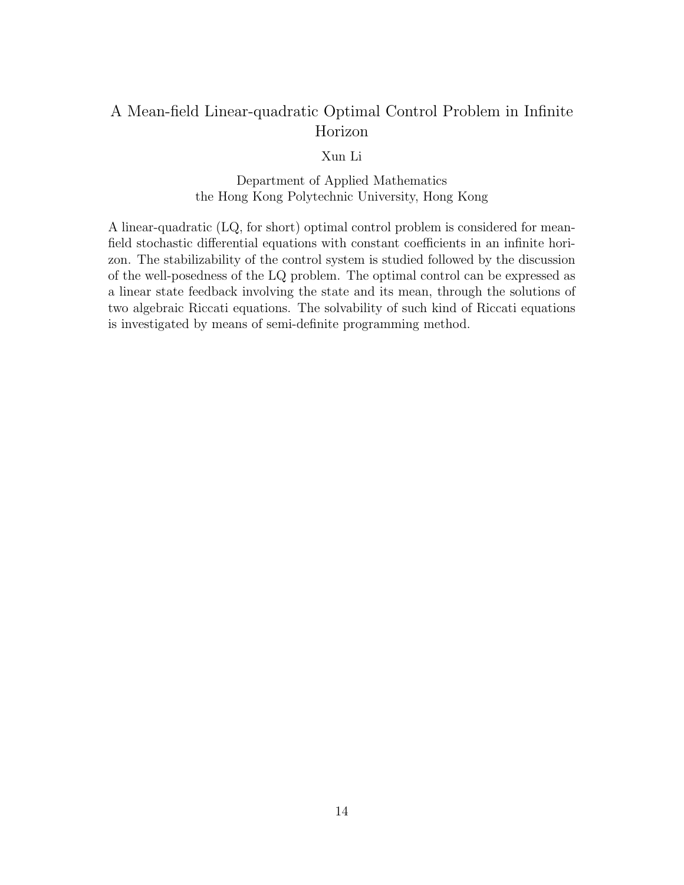# A Mean-field Linear-quadratic Optimal Control Problem in Infinite Horizon

Xun Li

Department of Applied Mathematics
the Hong Kong Polytechnic University, Hong Kong

A linear-quadratic (LQ, for short) optimal control problem is considered for mean-field stochastic differential equations with constant coefficients in an infinite horizon. The stabilizability of the control system is studied followed by the discussion of the well-posedness of the LQ problem. The optimal control can be expressed as a linear state feedback involving the state and its mean, through the solutions of two algebraic Riccati equations. The solvability of such kind of Riccati equations is investigated by means of semi-definite programming method.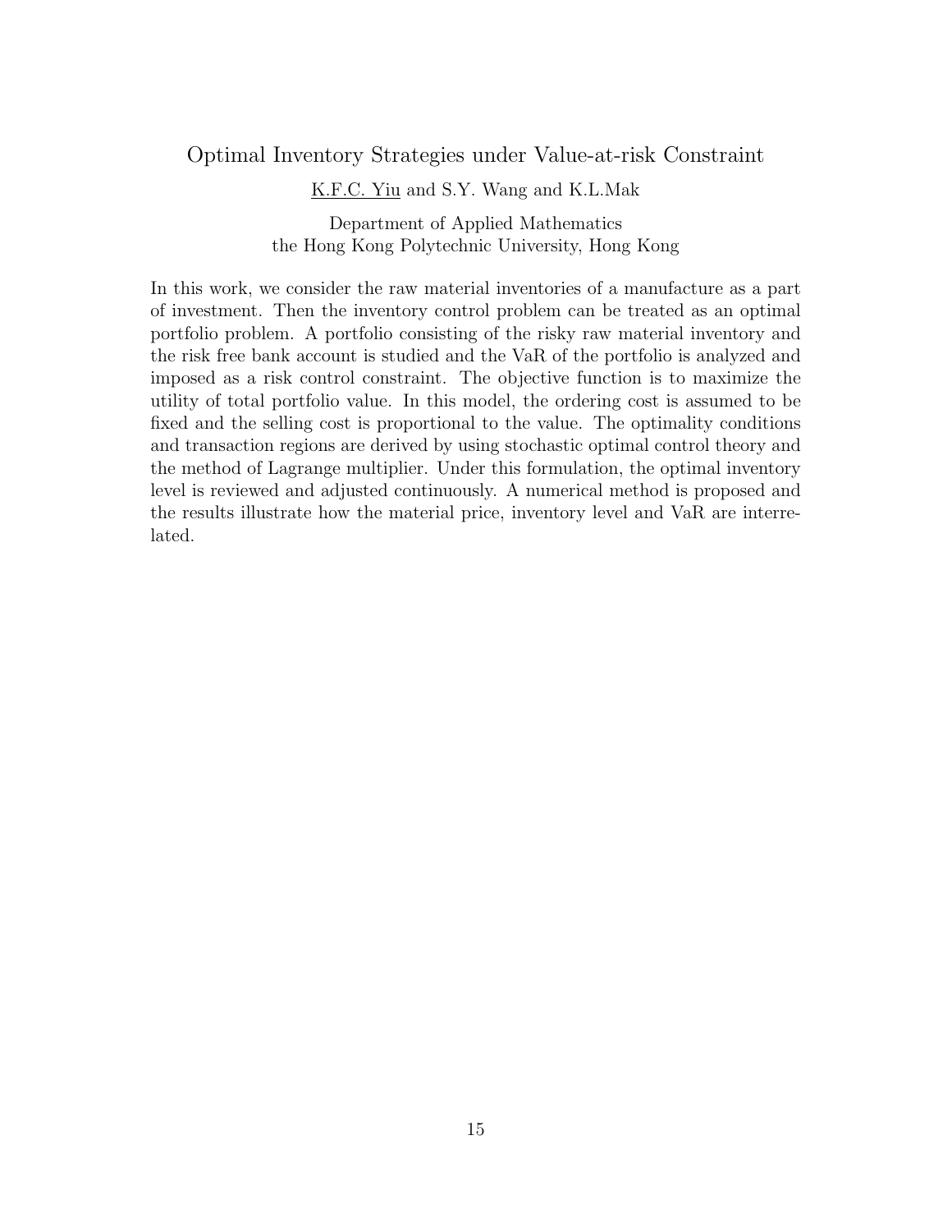## Optimal Inventory Strategies under Value-at-risk Constraint

K.F.C. Yiu and S.Y. Wang and K.L.Mak

Department of Applied Mathematics
the Hong Kong Polytechnic University, Hong Kong

In this work, we consider the raw material inventories of a manufacture as a part of investment. Then the inventory control problem can be treated as an optimal portfolio problem. A portfolio consisting of the risky raw material inventory and the risk free bank account is studied and the VaR of the portfolio is analyzed and imposed as a risk control constraint. The objective function is to maximize the utility of total portfolio value. In this model, the ordering cost is assumed to be fixed and the selling cost is proportional to the value. The optimality conditions and transaction regions are derived by using stochastic optimal control theory and the method of Lagrange multiplier. Under this formulation, the optimal inventory level is reviewed and adjusted continuously. A numerical method is proposed and the results illustrate how the material price, inventory level and VaR are interrelated.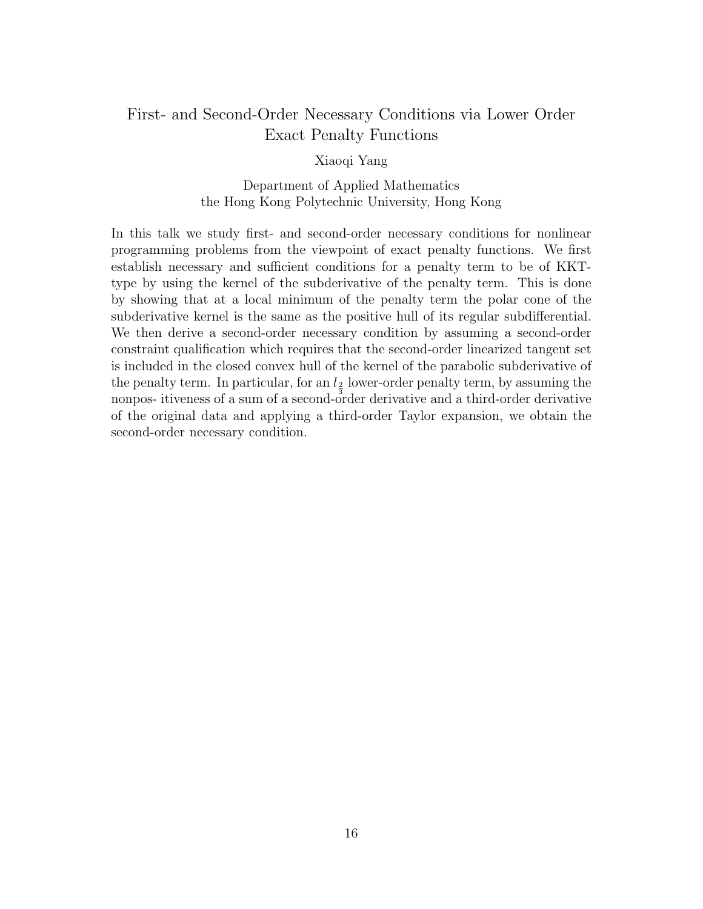# First- and Second-Order Necessary Conditions via Lower Order Exact Penalty Functions

Xiaoqi Yang

Department of Applied Mathematics
the Hong Kong Polytechnic University, Hong Kong

In this talk we study first- and second-order necessary conditions for nonlinear programming problems from the viewpoint of exact penalty functions. We first establish necessary and sufficient conditions for a penalty term to be of KKT-type by using the kernel of the subderivative of the penalty term. This is done by showing that at a local minimum of the penalty term the polar cone of the subderivative kernel is the same as the positive hull of its regular subdifferential. We then derive a second-order necessary condition by assuming a second-order constraint qualification which requires that the second-order linearized tangent set is included in the closed convex hull of the kernel of the parabolic subderivative of the penalty term. In particular, for an $l_{\frac{2}{3}}$ lower-order penalty term, by assuming the nonpos- itiveness of a sum of a second-order derivative and a third-order derivative of the original data and applying a third-order Taylor expansion, we obtain the second-order necessary condition.